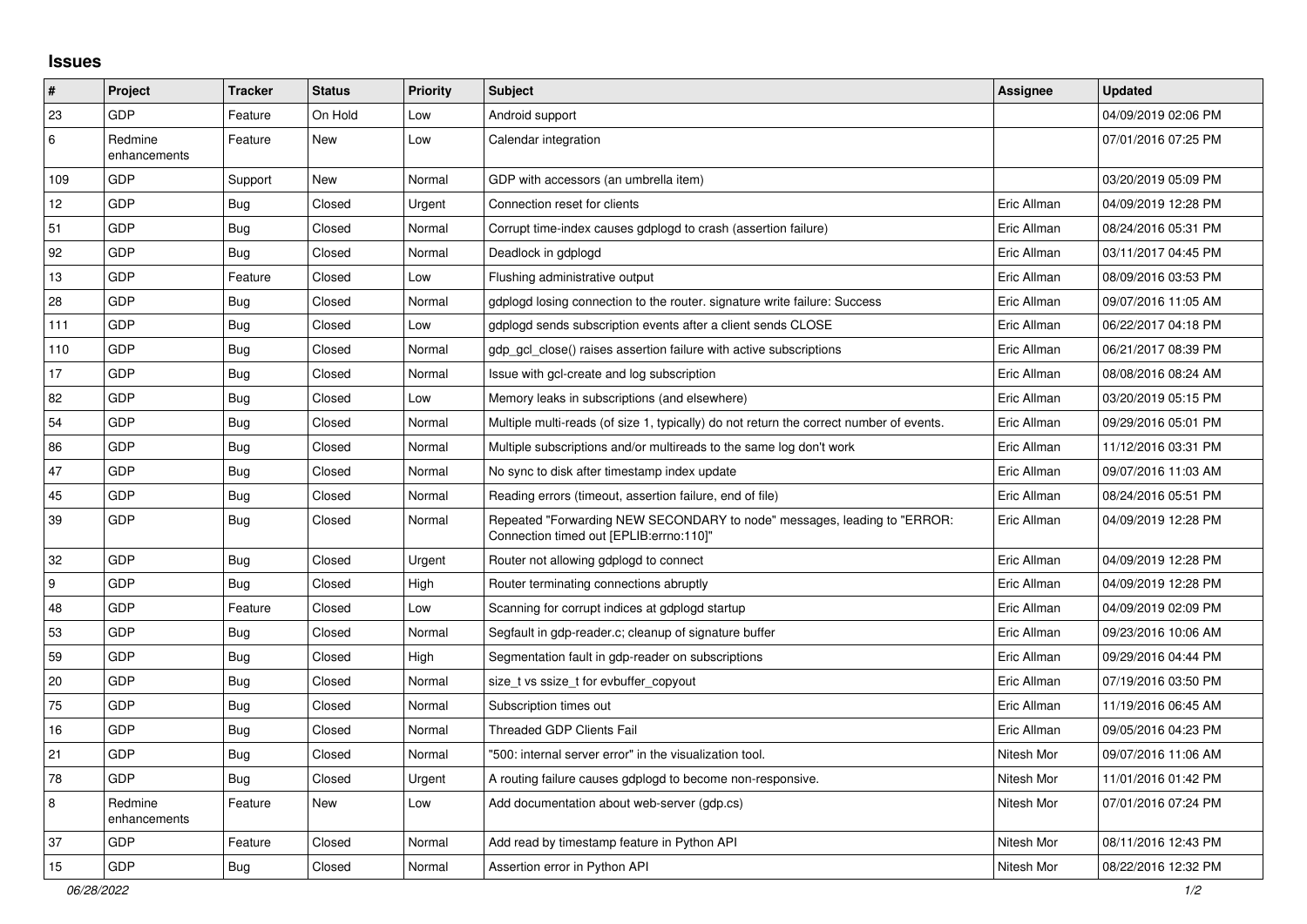## Issues

| # | Project | Tracker | Status | Priority | Subject | Assignee | Updated |
|---|---|---|---|---|---|---|---|
| 23 | GDP | Feature | On Hold | Low | Android support | | 04/09/2019 02:06 PM |
| 6 | Redmine enhancements | Feature | New | Low | Calendar integration | | 07/01/2016 07:25 PM |
| 109 | GDP | Support | New | Normal | GDP with accessors (an umbrella item) | | 03/20/2019 05:09 PM |
| 12 | GDP | Bug | Closed | Urgent | Connection reset for clients | Eric Allman | 04/09/2019 12:28 PM |
| 51 | GDP | Bug | Closed | Normal | Corrupt time-index causes gdplogd to crash (assertion failure) | Eric Allman | 08/24/2016 05:31 PM |
| 92 | GDP | Bug | Closed | Normal | Deadlock in gdplogd | Eric Allman | 03/11/2017 04:45 PM |
| 13 | GDP | Feature | Closed | Low | Flushing administrative output | Eric Allman | 08/09/2016 03:53 PM |
| 28 | GDP | Bug | Closed | Normal | gdplogd losing connection to the router. signature write failure: Success | Eric Allman | 09/07/2016 11:05 AM |
| 111 | GDP | Bug | Closed | Low | gdplogd sends subscription events after a client sends CLOSE | Eric Allman | 06/22/2017 04:18 PM |
| 110 | GDP | Bug | Closed | Normal | gdp_gcl_close() raises assertion failure with active subscriptions | Eric Allman | 06/21/2017 08:39 PM |
| 17 | GDP | Bug | Closed | Normal | Issue with gcl-create and log subscription | Eric Allman | 08/08/2016 08:24 AM |
| 82 | GDP | Bug | Closed | Low | Memory leaks in subscriptions (and elsewhere) | Eric Allman | 03/20/2019 05:15 PM |
| 54 | GDP | Bug | Closed | Normal | Multiple multi-reads (of size 1, typically) do not return the correct number of events. | Eric Allman | 09/29/2016 05:01 PM |
| 86 | GDP | Bug | Closed | Normal | Multiple subscriptions and/or multireads to the same log don't work | Eric Allman | 11/12/2016 03:31 PM |
| 47 | GDP | Bug | Closed | Normal | No sync to disk after timestamp index update | Eric Allman | 09/07/2016 11:03 AM |
| 45 | GDP | Bug | Closed | Normal | Reading errors (timeout, assertion failure, end of file) | Eric Allman | 08/24/2016 05:51 PM |
| 39 | GDP | Bug | Closed | Normal | Repeated "Forwarding NEW SECONDARY to node" messages, leading to "ERROR: Connection timed out [EPLIB:errno:110]" | Eric Allman | 04/09/2019 12:28 PM |
| 32 | GDP | Bug | Closed | Urgent | Router not allowing gdplogd to connect | Eric Allman | 04/09/2019 12:28 PM |
| 9 | GDP | Bug | Closed | High | Router terminating connections abruptly | Eric Allman | 04/09/2019 12:28 PM |
| 48 | GDP | Feature | Closed | Low | Scanning for corrupt indices at gdplogd startup | Eric Allman | 04/09/2019 02:09 PM |
| 53 | GDP | Bug | Closed | Normal | Segfault in gdp-reader.c; cleanup of signature buffer | Eric Allman | 09/23/2016 10:06 AM |
| 59 | GDP | Bug | Closed | High | Segmentation fault in gdp-reader on subscriptions | Eric Allman | 09/29/2016 04:44 PM |
| 20 | GDP | Bug | Closed | Normal | size_t vs ssize_t for evbuffer_copyout | Eric Allman | 07/19/2016 03:50 PM |
| 75 | GDP | Bug | Closed | Normal | Subscription times out | Eric Allman | 11/19/2016 06:45 AM |
| 16 | GDP | Bug | Closed | Normal | Threaded GDP Clients Fail | Eric Allman | 09/05/2016 04:23 PM |
| 21 | GDP | Bug | Closed | Normal | "500: internal server error" in the visualization tool. | Nitesh Mor | 09/07/2016 11:06 AM |
| 78 | GDP | Bug | Closed | Urgent | A routing failure causes gdplogd to become non-responsive. | Nitesh Mor | 11/01/2016 01:42 PM |
| 8 | Redmine enhancements | Feature | New | Low | Add documentation about web-server (gdp.cs) | Nitesh Mor | 07/01/2016 07:24 PM |
| 37 | GDP | Feature | Closed | Normal | Add read by timestamp feature in Python API | Nitesh Mor | 08/11/2016 12:43 PM |
| 15 | GDP | Bug | Closed | Normal | Assertion error in Python API | Nitesh Mor | 08/22/2016 12:32 PM |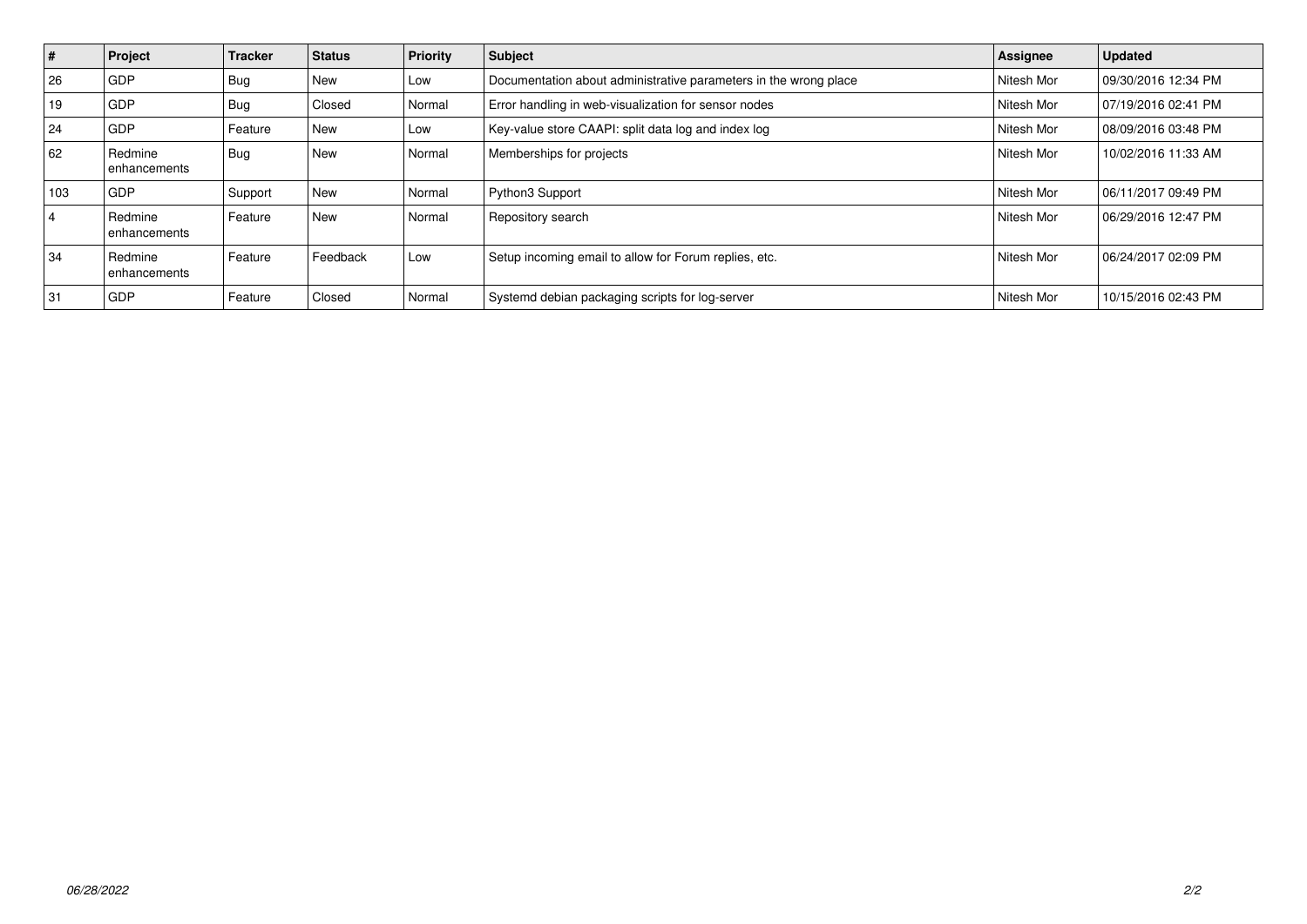| # | Project | Tracker | Status | Priority | Subject | Assignee | Updated |
|---|---|---|---|---|---|---|---|
| 26 | GDP | Bug | New | Low | Documentation about administrative parameters in the wrong place | Nitesh Mor | 09/30/2016 12:34 PM |
| 19 | GDP | Bug | Closed | Normal | Error handling in web-visualization for sensor nodes | Nitesh Mor | 07/19/2016 02:41 PM |
| 24 | GDP | Feature | New | Low | Key-value store CAAPI: split data log and index log | Nitesh Mor | 08/09/2016 03:48 PM |
| 62 | Redmine enhancements | Bug | New | Normal | Memberships for projects | Nitesh Mor | 10/02/2016 11:33 AM |
| 103 | GDP | Support | New | Normal | Python3 Support | Nitesh Mor | 06/11/2017 09:49 PM |
| 4 | Redmine enhancements | Feature | New | Normal | Repository search | Nitesh Mor | 06/29/2016 12:47 PM |
| 34 | Redmine enhancements | Feature | Feedback | Low | Setup incoming email to allow for Forum replies, etc. | Nitesh Mor | 06/24/2017 02:09 PM |
| 31 | GDP | Feature | Closed | Normal | Systemd debian packaging scripts for log-server | Nitesh Mor | 10/15/2016 02:43 PM |